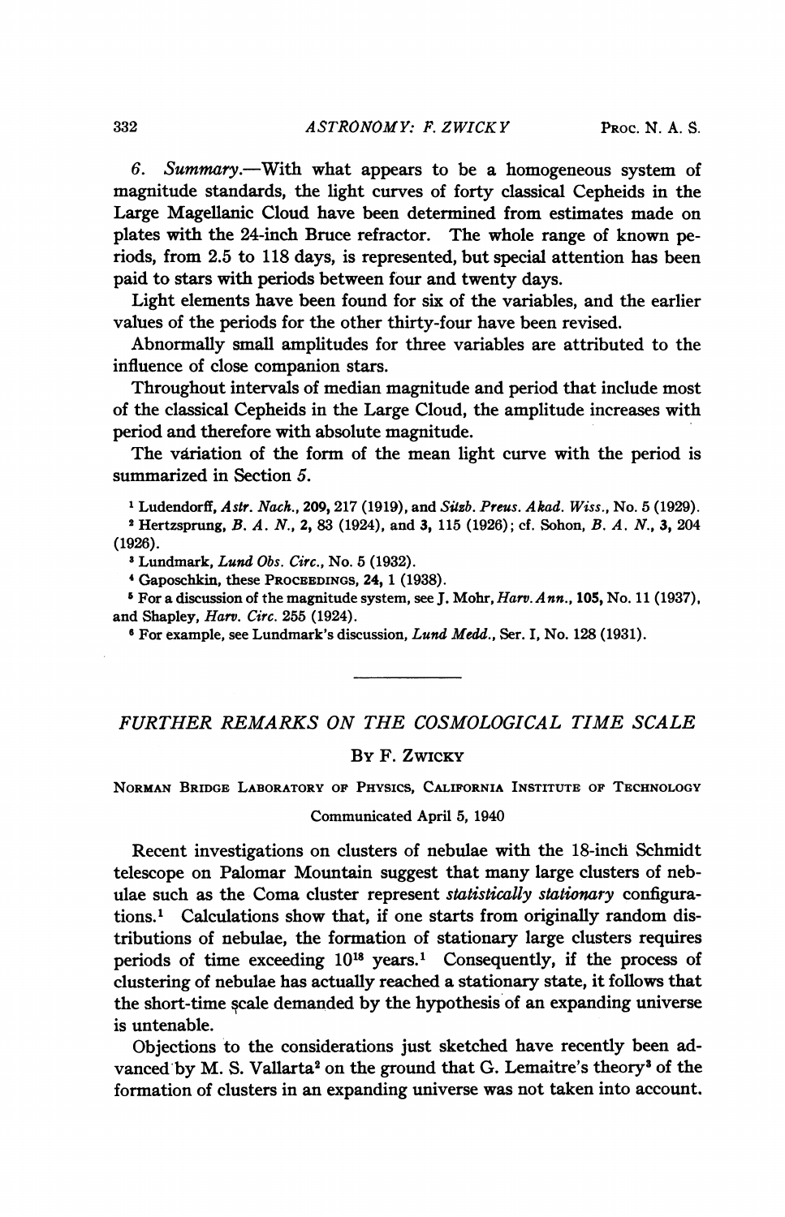6. *Summary*.—With what appears to be a homogeneous system of magnitude standards, the light curves of forty classical Cepheids in the Large Magellanic Cloud have been determined from estimates made on plates with the 24-inch Bruce refractor. The whole range of known periods, from 2.5 to 118 days, is represented, but special attention has been paid to stars with periods between four and twenty days.

Light elements have been found for six of the variables, and the earlier values of the periods for the other thirty-four have been revised.

Abnormally small amplitudes for three variables are attributed to the influence of close companion stars.

Throughout intervals of median magnitude and period that include most of the classical Cepheids in the Large Cloud, the amplitude increases with period and therefore with absolute magnitude.

The variation of the form of the mean light curve with the period is summarized in Section 5.

[1] Ludendorff, *Astr. Nach.*, **209**, 217 (1919), and *Sitzb. Preus. Akad. Wiss.*, No. 5 (1929).

[2] Hertzsprung, *B. A. N.*, **2**, 83 (1924), and **3**, 115 (1926); cf. Sohon, *B. A. N.*, **3**, 204 (1926).

[3] Lundmark, *Lund Obs. Circ.*, No. 5 (1932).

[4] Gaposchkin, these PROCEEDINGS, **24**, 1 (1938).

[5] For a discussion of the magnitude system, see J. Mohr, *Harv. Ann.*, **105**, No. 11 (1937), and Shapley, *Harv. Circ.* 255 (1924).

[6] For example, see Lundmark's discussion, *Lund Medd.*, Ser. I, No. 128 (1931).

---

# *FURTHER REMARKS ON THE COSMOLOGICAL TIME SCALE*

By F. Zwicky

Norman Bridge Laboratory of Physics, California Institute of Technology

Communicated April 5, 1940

Recent investigations on clusters of nebulae with the 18-inch Schmidt telescope on Palomar Mountain suggest that many large clusters of nebulae such as the Coma cluster represent *statistically stationary* configurations.[1] Calculations show that, if one starts from originally random distributions of nebulae, the formation of stationary large clusters requires periods of time exceeding $10^{18}$ years.[1] Consequently, if the process of clustering of nebulae has actually reached a stationary state, it follows that the short-time scale demanded by the hypothesis of an expanding universe is untenable.

Objections to the considerations just sketched have recently been advanced by M. S. Vallarta[2] on the ground that G. Lemaitre's theory[3] of the formation of clusters in an expanding universe was not taken into account.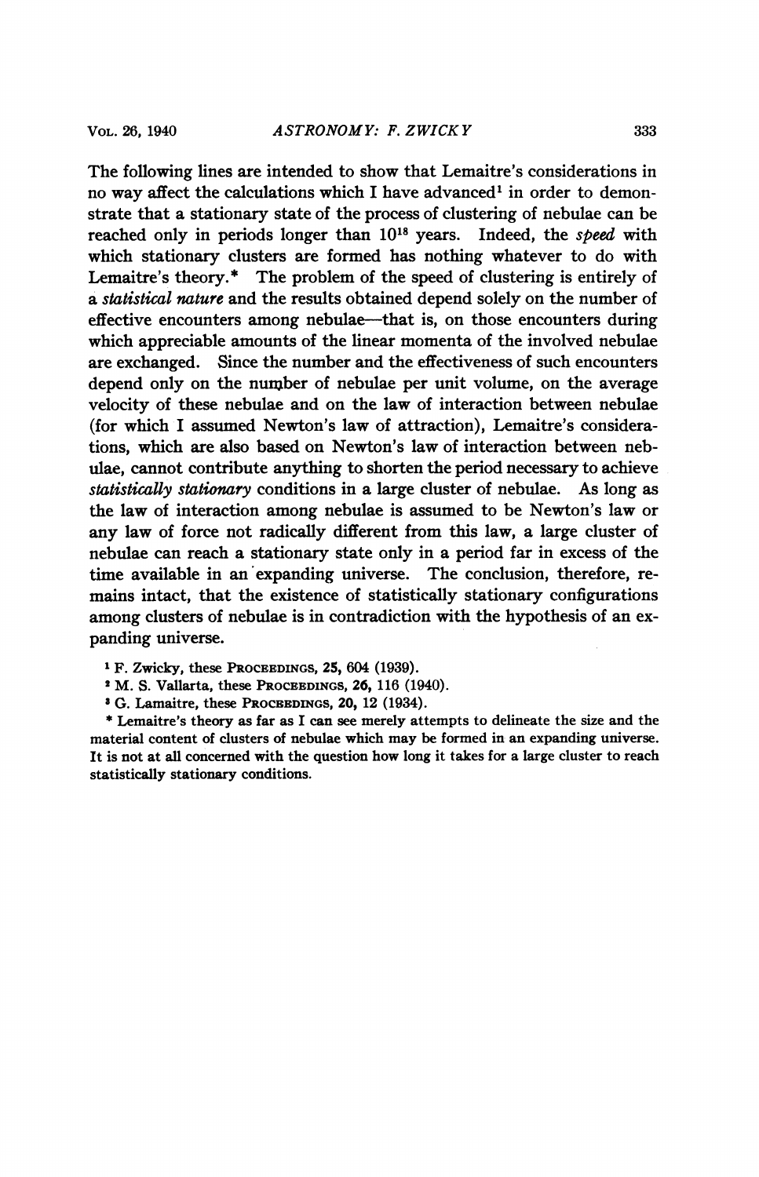The following lines are intended to show that Lemaitre's considerations in no way affect the calculations which I have advanced[1] in order to demonstrate that a stationary state of the process of clustering of nebulae can be reached only in periods longer than $10^{18}$ years. Indeed, the *speed* with which stationary clusters are formed has nothing whatever to do with Lemaitre's theory.* The problem of the speed of clustering is entirely of a *statistical nature* and the results obtained depend solely on the number of effective encounters among nebulae—that is, on those encounters during which appreciable amounts of the linear momenta of the involved nebulae are exchanged. Since the number and the effectiveness of such encounters depend only on the number of nebulae per unit volume, on the average velocity of these nebulae and on the law of interaction between nebulae (for which I assumed Newton's law of attraction), Lemaitre's considerations, which are also based on Newton's law of interaction between nebulae, cannot contribute anything to shorten the period necessary to achieve *statistically stationary* conditions in a large cluster of nebulae. As long as the law of interaction among nebulae is assumed to be Newton's law or any law of force not radically different from this law, a large cluster of nebulae can reach a stationary state only in a period far in excess of the time available in an expanding universe. The conclusion, therefore, remains intact, that the existence of statistically stationary configurations among clusters of nebulae is in contradiction with the hypothesis of an expanding universe.

[1] F. Zwicky, these PROCEEDINGS, **25**, 604 (1939).

[2] M. S. Vallarta, these PROCEEDINGS, **26**, 116 (1940).

[3] G. Lamaitre, these PROCEEDINGS, **20**, 12 (1934).

\* Lemaitre's theory as far as I can see merely attempts to delineate the size and the material content of clusters of nebulae which may be formed in an expanding universe. It is not at all concerned with the question how long it takes for a large cluster to reach statistically stationary conditions.